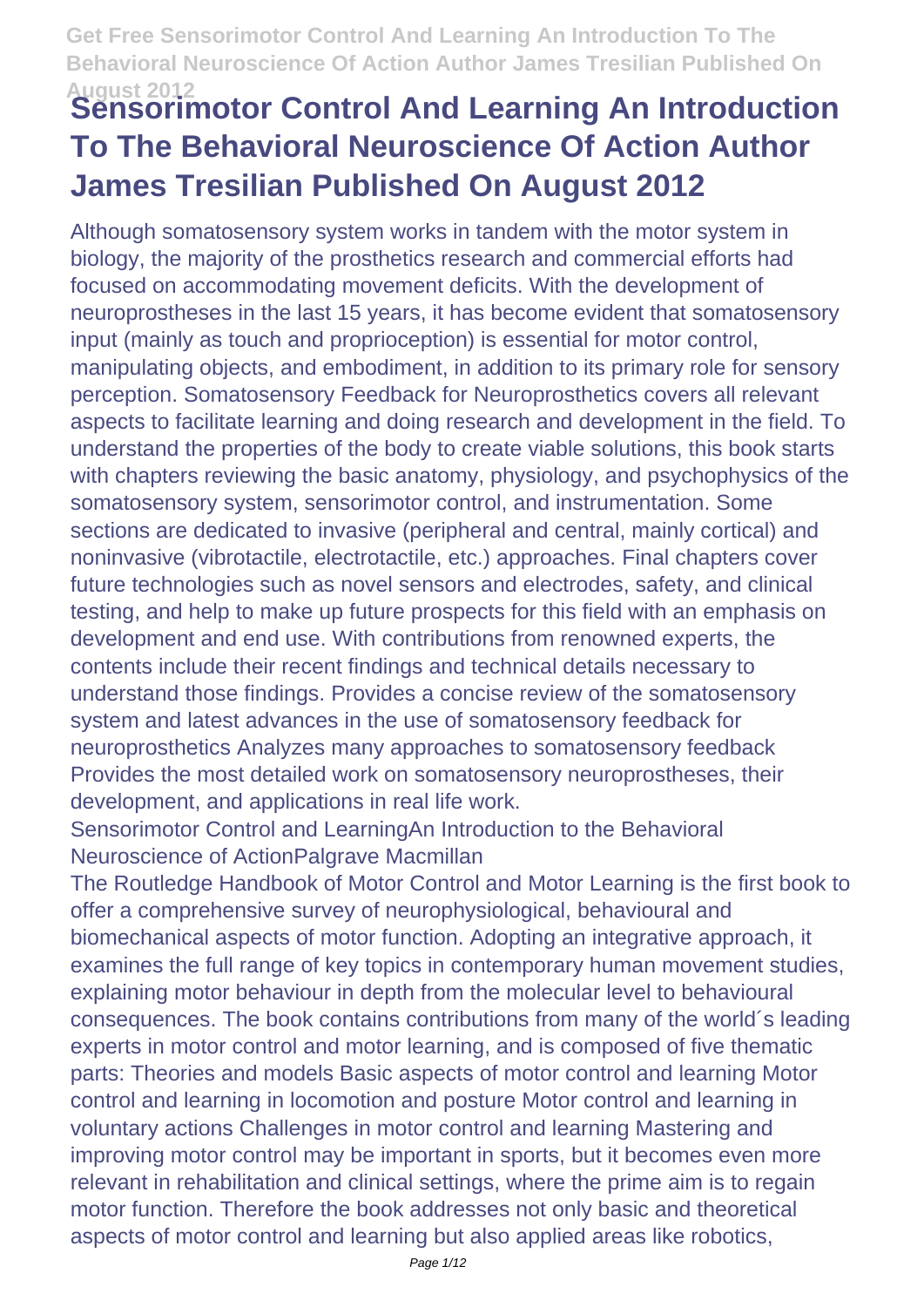# Sensorimotor Control And Learning An Introduction To The Behavioral Neuroscience Of Action Author James Tresilian Published On August 2012

Although somatosensory system works in tandem with the motor system in biology, the majority of the prosthetics research and commercial efforts had focused on accommodating movement deficits. With the development of neuroprostheses in the last 15 years, it has become evident that somatosensory input (mainly as touch and proprioception) is essential for motor control, manipulating objects, and embodiment, in addition to its primary role for sensory perception. Somatosensory Feedback for Neuroprosthetics covers all relevant aspects to facilitate learning and doing research and development in the field. To understand the properties of the body to create viable solutions, this book starts with chapters reviewing the basic anatomy, physiology, and psychophysics of the somatosensory system, sensorimotor control, and instrumentation. Some sections are dedicated to invasive (peripheral and central, mainly cortical) and noninvasive (vibrotactile, electrotactile, etc.) approaches. Final chapters cover future technologies such as novel sensors and electrodes, safety, and clinical testing, and help to make up future prospects for this field with an emphasis on development and end use. With contributions from renowned experts, the contents include their recent findings and technical details necessary to understand those findings. Provides a concise review of the somatosensory system and latest advances in the use of somatosensory feedback for neuroprosthetics Analyzes many approaches to somatosensory feedback Provides the most detailed work on somatosensory neuroprostheses, their development, and applications in real life work.

Sensorimotor Control and LearningAn Introduction to the Behavioral Neuroscience of ActionPalgrave Macmillan

The Routledge Handbook of Motor Control and Motor Learning is the first book to offer a comprehensive survey of neurophysiological, behavioural and biomechanical aspects of motor function. Adopting an integrative approach, it examines the full range of key topics in contemporary human movement studies, explaining motor behaviour in depth from the molecular level to behavioural consequences. The book contains contributions from many of the world´s leading experts in motor control and motor learning, and is composed of five thematic parts: Theories and models Basic aspects of motor control and learning Motor control and learning in locomotion and posture Motor control and learning in voluntary actions Challenges in motor control and learning Mastering and improving motor control may be important in sports, but it becomes even more relevant in rehabilitation and clinical settings, where the prime aim is to regain motor function. Therefore the book addresses not only basic and theoretical aspects of motor control and learning but also applied areas like robotics,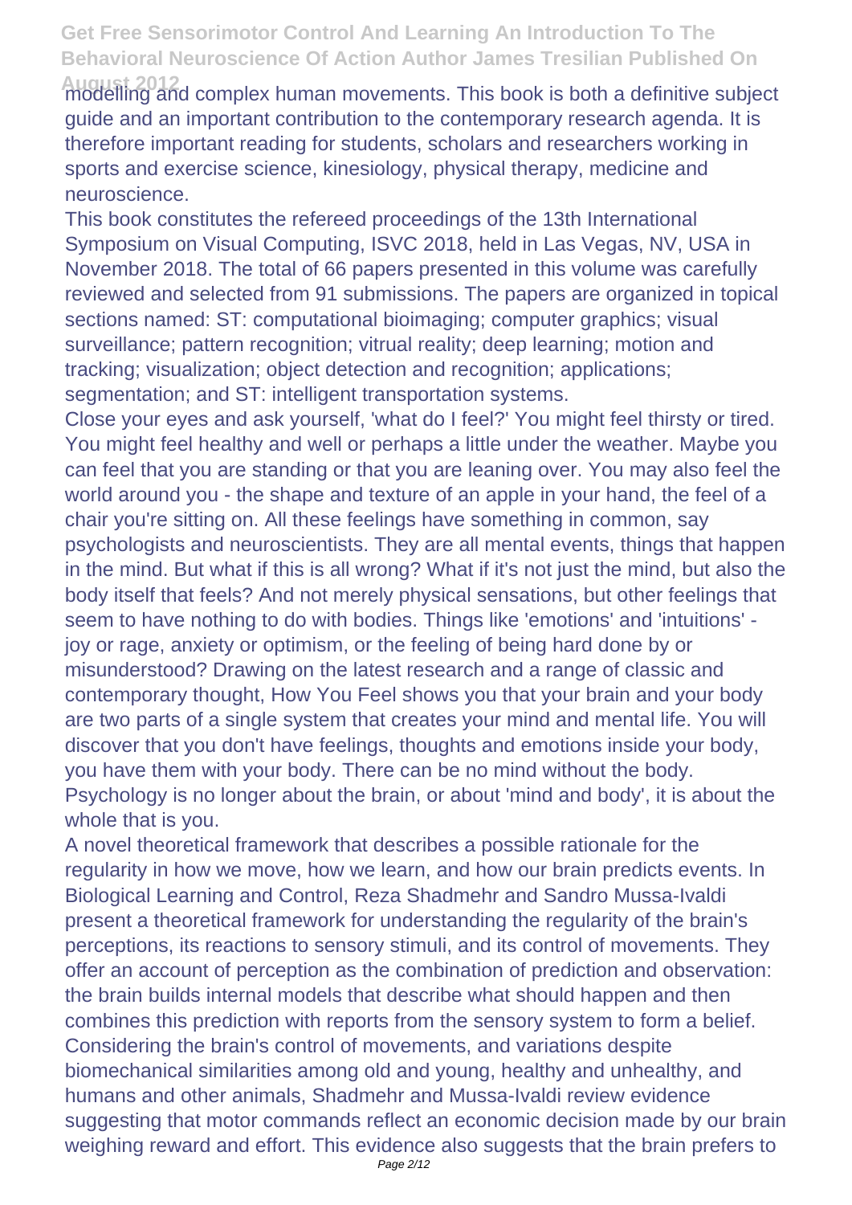modelling and complex human movements. This book is both a definitive subject guide and an important contribution to the contemporary research agenda. It is therefore important reading for students, scholars and researchers working in sports and exercise science, kinesiology, physical therapy, medicine and neuroscience.

This book constitutes the refereed proceedings of the 13th International Symposium on Visual Computing, ISVC 2018, held in Las Vegas, NV, USA in November 2018. The total of 66 papers presented in this volume was carefully reviewed and selected from 91 submissions. The papers are organized in topical sections named: ST: computational bioimaging; computer graphics; visual surveillance; pattern recognition; vitrual reality; deep learning; motion and tracking; visualization; object detection and recognition; applications; segmentation; and ST: intelligent transportation systems.

Close your eyes and ask yourself, 'what do I feel?' You might feel thirsty or tired. You might feel healthy and well or perhaps a little under the weather. Maybe you can feel that you are standing or that you are leaning over. You may also feel the world around you - the shape and texture of an apple in your hand, the feel of a chair you're sitting on. All these feelings have something in common, say psychologists and neuroscientists. They are all mental events, things that happen in the mind. But what if this is all wrong? What if it's not just the mind, but also the body itself that feels? And not merely physical sensations, but other feelings that seem to have nothing to do with bodies. Things like 'emotions' and 'intuitions' - joy or rage, anxiety or optimism, or the feeling of being hard done by or misunderstood? Drawing on the latest research and a range of classic and contemporary thought, How You Feel shows you that your brain and your body are two parts of a single system that creates your mind and mental life. You will discover that you don't have feelings, thoughts and emotions inside your body, you have them with your body. There can be no mind without the body. Psychology is no longer about the brain, or about 'mind and body', it is about the whole that is you.

A novel theoretical framework that describes a possible rationale for the regularity in how we move, how we learn, and how our brain predicts events. In Biological Learning and Control, Reza Shadmehr and Sandro Mussa-Ivaldi present a theoretical framework for understanding the regularity of the brain's perceptions, its reactions to sensory stimuli, and its control of movements. They offer an account of perception as the combination of prediction and observation: the brain builds internal models that describe what should happen and then combines this prediction with reports from the sensory system to form a belief. Considering the brain's control of movements, and variations despite biomechanical similarities among old and young, healthy and unhealthy, and humans and other animals, Shadmehr and Mussa-Ivaldi review evidence suggesting that motor commands reflect an economic decision made by our brain weighing reward and effort. This evidence also suggests that the brain prefers to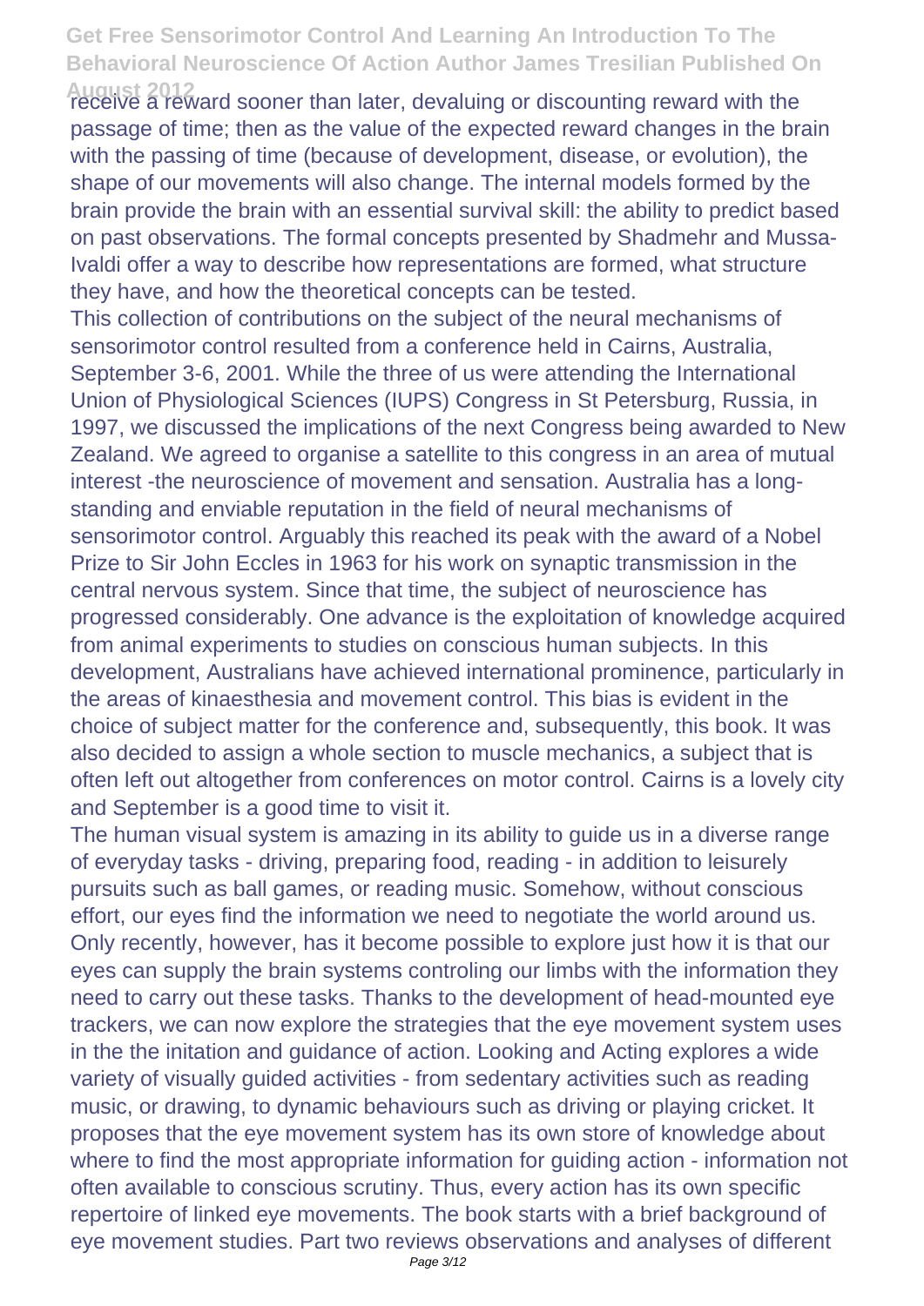receive a reward sooner than later, devaluing or discounting reward with the passage of time; then as the value of the expected reward changes in the brain with the passing of time (because of development, disease, or evolution), the shape of our movements will also change. The internal models formed by the brain provide the brain with an essential survival skill: the ability to predict based on past observations. The formal concepts presented by Shadmehr and Mussa-Ivaldi offer a way to describe how representations are formed, what structure they have, and how the theoretical concepts can be tested.

This collection of contributions on the subject of the neural mechanisms of sensorimotor control resulted from a conference held in Cairns, Australia, September 3-6, 2001. While the three of us were attending the International Union of Physiological Sciences (IUPS) Congress in St Petersburg, Russia, in 1997, we discussed the implications of the next Congress being awarded to New Zealand. We agreed to organise a satellite to this congress in an area of mutual interest -the neuroscience of movement and sensation. Australia has a long-standing and enviable reputation in the field of neural mechanisms of sensorimotor control. Arguably this reached its peak with the award of a Nobel Prize to Sir John Eccles in 1963 for his work on synaptic transmission in the central nervous system. Since that time, the subject of neuroscience has progressed considerably. One advance is the exploitation of knowledge acquired from animal experiments to studies on conscious human subjects. In this development, Australians have achieved international prominence, particularly in the areas of kinaesthesia and movement control. This bias is evident in the choice of subject matter for the conference and, subsequently, this book. It was also decided to assign a whole section to muscle mechanics, a subject that is often left out altogether from conferences on motor control. Cairns is a lovely city and September is a good time to visit it.

The human visual system is amazing in its ability to guide us in a diverse range of everyday tasks - driving, preparing food, reading - in addition to leisurely pursuits such as ball games, or reading music. Somehow, without conscious effort, our eyes find the information we need to negotiate the world around us. Only recently, however, has it become possible to explore just how it is that our eyes can supply the brain systems controling our limbs with the information they need to carry out these tasks. Thanks to the development of head-mounted eye trackers, we can now explore the strategies that the eye movement system uses in the the initation and guidance of action. Looking and Acting explores a wide variety of visually guided activities - from sedentary activities such as reading music, or drawing, to dynamic behaviours such as driving or playing cricket. It proposes that the eye movement system has its own store of knowledge about where to find the most appropriate information for guiding action - information not often available to conscious scrutiny. Thus, every action has its own specific repertoire of linked eye movements. The book starts with a brief background of eye movement studies. Part two reviews observations and analyses of different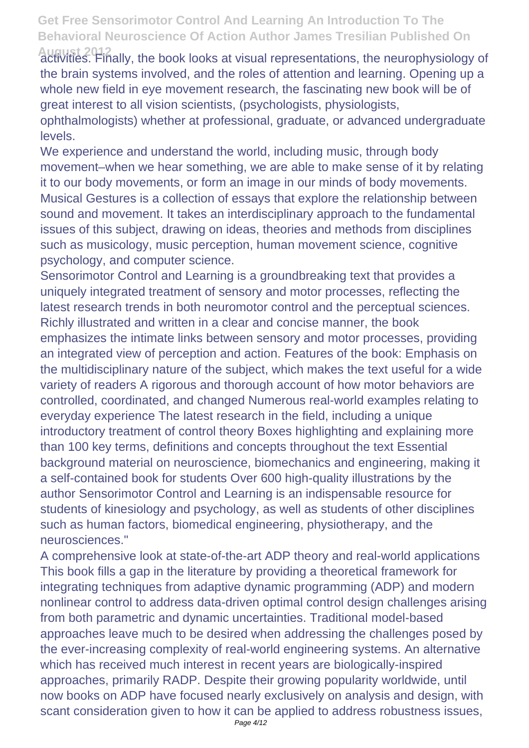activities. Finally, the book looks at visual representations, the neurophysiology of the brain systems involved, and the roles of attention and learning. Opening up a whole new field in eye movement research, the fascinating new book will be of great interest to all vision scientists, (psychologists, physiologists, ophthalmologists) whether at professional, graduate, or advanced undergraduate levels.

We experience and understand the world, including music, through body movement–when we hear something, we are able to make sense of it by relating it to our body movements, or form an image in our minds of body movements. Musical Gestures is a collection of essays that explore the relationship between sound and movement. It takes an interdisciplinary approach to the fundamental issues of this subject, drawing on ideas, theories and methods from disciplines such as musicology, music perception, human movement science, cognitive psychology, and computer science.

Sensorimotor Control and Learning is a groundbreaking text that provides a uniquely integrated treatment of sensory and motor processes, reflecting the latest research trends in both neuromotor control and the perceptual sciences. Richly illustrated and written in a clear and concise manner, the book emphasizes the intimate links between sensory and motor processes, providing an integrated view of perception and action. Features of the book: Emphasis on the multidisciplinary nature of the subject, which makes the text useful for a wide variety of readers A rigorous and thorough account of how motor behaviors are controlled, coordinated, and changed Numerous real-world examples relating to everyday experience The latest research in the field, including a unique introductory treatment of control theory Boxes highlighting and explaining more than 100 key terms, definitions and concepts throughout the text Essential background material on neuroscience, biomechanics and engineering, making it a self-contained book for students Over 600 high-quality illustrations by the author Sensorimotor Control and Learning is an indispensable resource for students of kinesiology and psychology, as well as students of other disciplines such as human factors, biomedical engineering, physiotherapy, and the neurosciences."

A comprehensive look at state-of-the-art ADP theory and real-world applications This book fills a gap in the literature by providing a theoretical framework for integrating techniques from adaptive dynamic programming (ADP) and modern nonlinear control to address data-driven optimal control design challenges arising from both parametric and dynamic uncertainties. Traditional model-based approaches leave much to be desired when addressing the challenges posed by the ever-increasing complexity of real-world engineering systems. An alternative which has received much interest in recent years are biologically-inspired approaches, primarily RADP. Despite their growing popularity worldwide, until now books on ADP have focused nearly exclusively on analysis and design, with scant consideration given to how it can be applied to address robustness issues,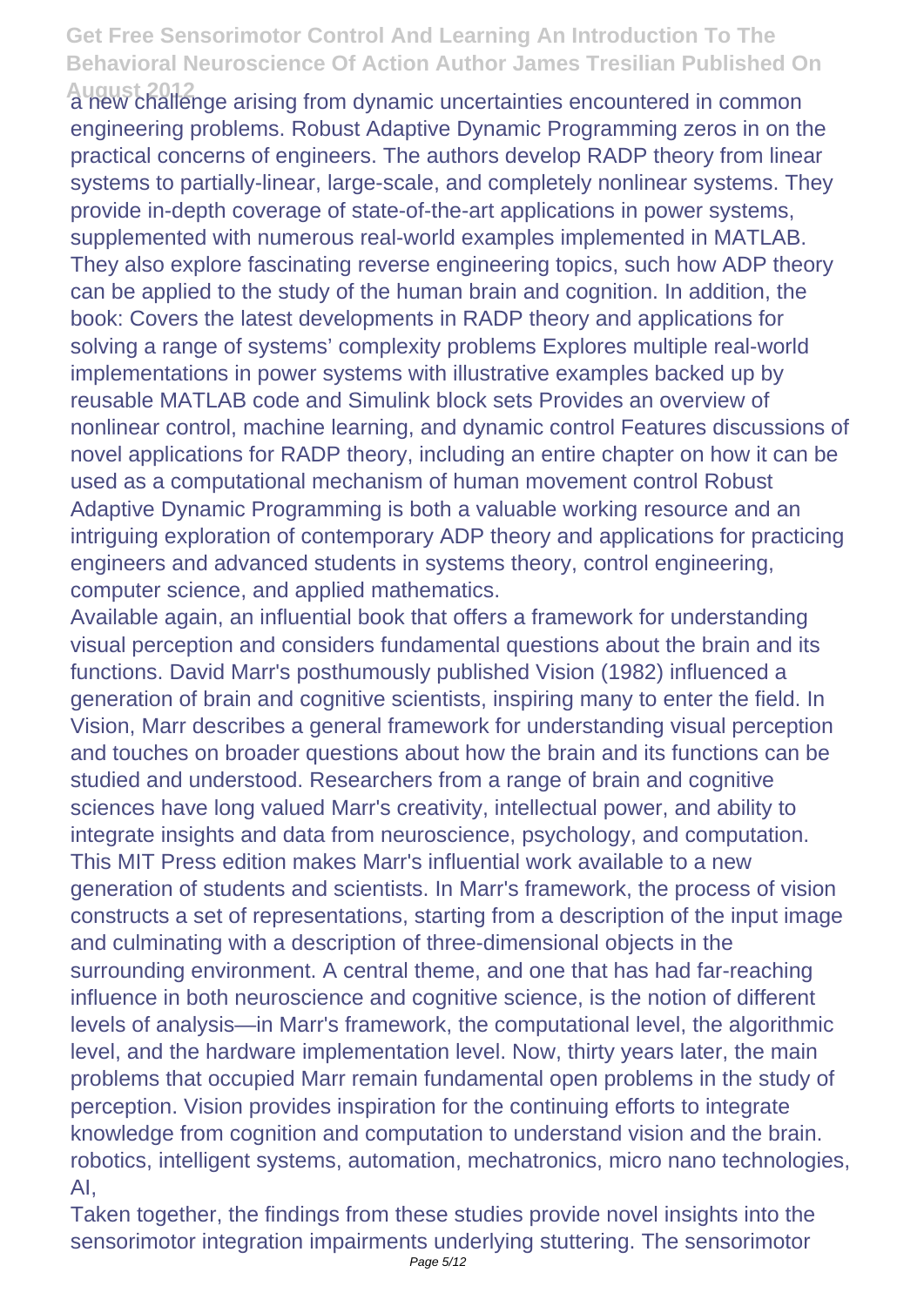a new challenge arising from dynamic uncertainties encountered in common engineering problems. Robust Adaptive Dynamic Programming zeros in on the practical concerns of engineers. The authors develop RADP theory from linear systems to partially-linear, large-scale, and completely nonlinear systems. They provide in-depth coverage of state-of-the-art applications in power systems, supplemented with numerous real-world examples implemented in MATLAB. They also explore fascinating reverse engineering topics, such how ADP theory can be applied to the study of the human brain and cognition. In addition, the book: Covers the latest developments in RADP theory and applications for solving a range of systems' complexity problems Explores multiple real-world implementations in power systems with illustrative examples backed up by reusable MATLAB code and Simulink block sets Provides an overview of nonlinear control, machine learning, and dynamic control Features discussions of novel applications for RADP theory, including an entire chapter on how it can be used as a computational mechanism of human movement control Robust Adaptive Dynamic Programming is both a valuable working resource and an intriguing exploration of contemporary ADP theory and applications for practicing engineers and advanced students in systems theory, control engineering, computer science, and applied mathematics.

Available again, an influential book that offers a framework for understanding visual perception and considers fundamental questions about the brain and its functions. David Marr's posthumously published Vision (1982) influenced a generation of brain and cognitive scientists, inspiring many to enter the field. In Vision, Marr describes a general framework for understanding visual perception and touches on broader questions about how the brain and its functions can be studied and understood. Researchers from a range of brain and cognitive sciences have long valued Marr's creativity, intellectual power, and ability to integrate insights and data from neuroscience, psychology, and computation. This MIT Press edition makes Marr's influential work available to a new generation of students and scientists. In Marr's framework, the process of vision constructs a set of representations, starting from a description of the input image and culminating with a description of three-dimensional objects in the surrounding environment. A central theme, and one that has had far-reaching influence in both neuroscience and cognitive science, is the notion of different levels of analysis—in Marr's framework, the computational level, the algorithmic level, and the hardware implementation level. Now, thirty years later, the main problems that occupied Marr remain fundamental open problems in the study of perception. Vision provides inspiration for the continuing efforts to integrate knowledge from cognition and computation to understand vision and the brain. robotics, intelligent systems, automation, mechatronics, micro nano technologies, AI,

Taken together, the findings from these studies provide novel insights into the sensorimotor integration impairments underlying stuttering. The sensorimotor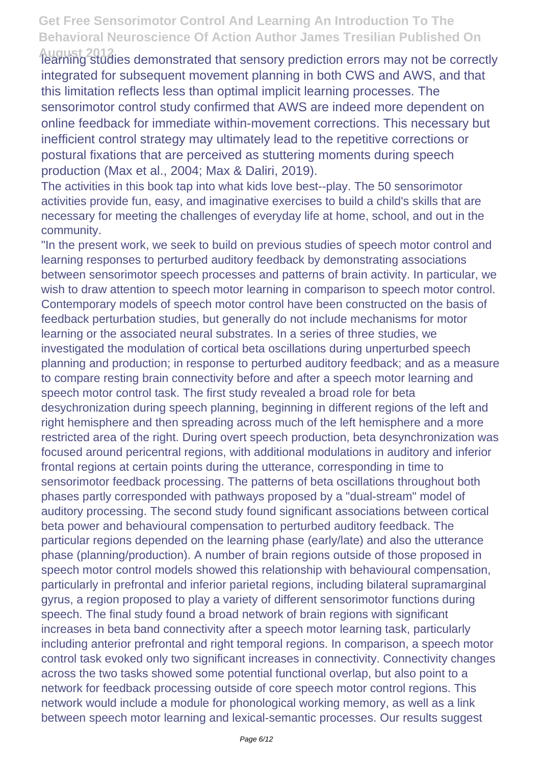learning studies demonstrated that sensory prediction errors may not be correctly integrated for subsequent movement planning in both CWS and AWS, and that this limitation reflects less than optimal implicit learning processes. The sensorimotor control study confirmed that AWS are indeed more dependent on online feedback for immediate within-movement corrections. This necessary but inefficient control strategy may ultimately lead to the repetitive corrections or postural fixations that are perceived as stuttering moments during speech production (Max et al., 2004; Max & Daliri, 2019).

The activities in this book tap into what kids love best--play. The 50 sensorimotor activities provide fun, easy, and imaginative exercises to build a child's skills that are necessary for meeting the challenges of everyday life at home, school, and out in the community.

"In the present work, we seek to build on previous studies of speech motor control and learning responses to perturbed auditory feedback by demonstrating associations between sensorimotor speech processes and patterns of brain activity. In particular, we wish to draw attention to speech motor learning in comparison to speech motor control. Contemporary models of speech motor control have been constructed on the basis of feedback perturbation studies, but generally do not include mechanisms for motor learning or the associated neural substrates. In a series of three studies, we investigated the modulation of cortical beta oscillations during unperturbed speech planning and production; in response to perturbed auditory feedback; and as a measure to compare resting brain connectivity before and after a speech motor learning and speech motor control task. The first study revealed a broad role for beta desychronization during speech planning, beginning in different regions of the left and right hemisphere and then spreading across much of the left hemisphere and a more restricted area of the right. During overt speech production, beta desynchronization was focused around pericentral regions, with additional modulations in auditory and inferior frontal regions at certain points during the utterance, corresponding in time to sensorimotor feedback processing. The patterns of beta oscillations throughout both phases partly corresponded with pathways proposed by a "dual-stream" model of auditory processing. The second study found significant associations between cortical beta power and behavioural compensation to perturbed auditory feedback. The particular regions depended on the learning phase (early/late) and also the utterance phase (planning/production). A number of brain regions outside of those proposed in speech motor control models showed this relationship with behavioural compensation, particularly in prefrontal and inferior parietal regions, including bilateral supramarginal gyrus, a region proposed to play a variety of different sensorimotor functions during speech. The final study found a broad network of brain regions with significant increases in beta band connectivity after a speech motor learning task, particularly including anterior prefrontal and right temporal regions. In comparison, a speech motor control task evoked only two significant increases in connectivity. Connectivity changes across the two tasks showed some potential functional overlap, but also point to a network for feedback processing outside of core speech motor control regions. This network would include a module for phonological working memory, as well as a link between speech motor learning and lexical-semantic processes. Our results suggest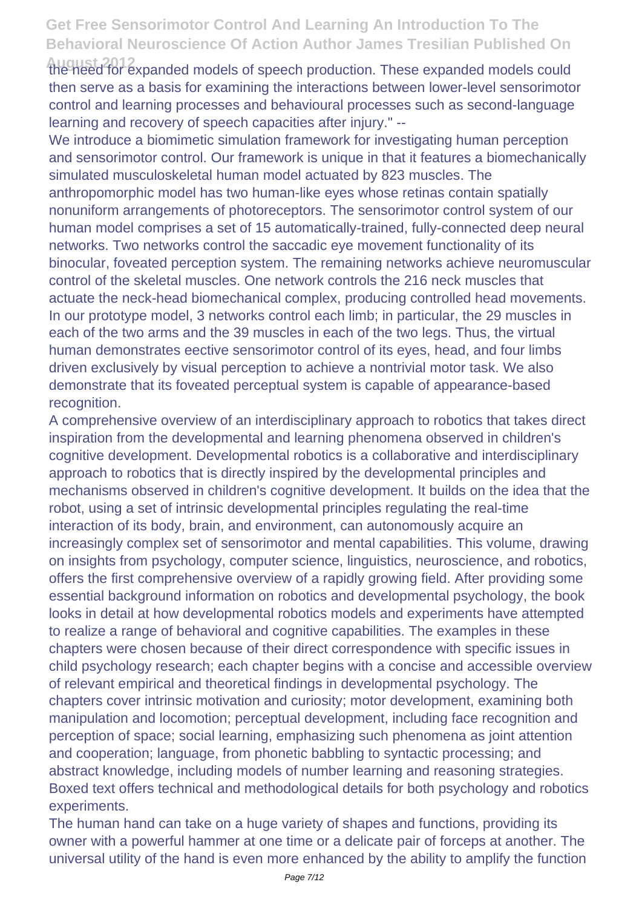the need for expanded models of speech production. These expanded models could then serve as a basis for examining the interactions between lower-level sensorimotor control and learning processes and behavioural processes such as second-language learning and recovery of speech capacities after injury." --

We introduce a biomimetic simulation framework for investigating human perception and sensorimotor control. Our framework is unique in that it features a biomechanically simulated musculoskeletal human model actuated by 823 muscles. The anthropomorphic model has two human-like eyes whose retinas contain spatially nonuniform arrangements of photoreceptors. The sensorimotor control system of our human model comprises a set of 15 automatically-trained, fully-connected deep neural networks. Two networks control the saccadic eye movement functionality of its binocular, foveated perception system. The remaining networks achieve neuromuscular control of the skeletal muscles. One network controls the 216 neck muscles that actuate the neck-head biomechanical complex, producing controlled head movements. In our prototype model, 3 networks control each limb; in particular, the 29 muscles in each of the two arms and the 39 muscles in each of the two legs. Thus, the virtual human demonstrates eective sensorimotor control of its eyes, head, and four limbs driven exclusively by visual perception to achieve a nontrivial motor task. We also demonstrate that its foveated perceptual system is capable of appearance-based recognition.

A comprehensive overview of an interdisciplinary approach to robotics that takes direct inspiration from the developmental and learning phenomena observed in children's cognitive development. Developmental robotics is a collaborative and interdisciplinary approach to robotics that is directly inspired by the developmental principles and mechanisms observed in children's cognitive development. It builds on the idea that the robot, using a set of intrinsic developmental principles regulating the real-time interaction of its body, brain, and environment, can autonomously acquire an increasingly complex set of sensorimotor and mental capabilities. This volume, drawing on insights from psychology, computer science, linguistics, neuroscience, and robotics, offers the first comprehensive overview of a rapidly growing field. After providing some essential background information on robotics and developmental psychology, the book looks in detail at how developmental robotics models and experiments have attempted to realize a range of behavioral and cognitive capabilities. The examples in these chapters were chosen because of their direct correspondence with specific issues in child psychology research; each chapter begins with a concise and accessible overview of relevant empirical and theoretical findings in developmental psychology. The chapters cover intrinsic motivation and curiosity; motor development, examining both manipulation and locomotion; perceptual development, including face recognition and perception of space; social learning, emphasizing such phenomena as joint attention and cooperation; language, from phonetic babbling to syntactic processing; and abstract knowledge, including models of number learning and reasoning strategies. Boxed text offers technical and methodological details for both psychology and robotics experiments.

The human hand can take on a huge variety of shapes and functions, providing its owner with a powerful hammer at one time or a delicate pair of forceps at another. The universal utility of the hand is even more enhanced by the ability to amplify the function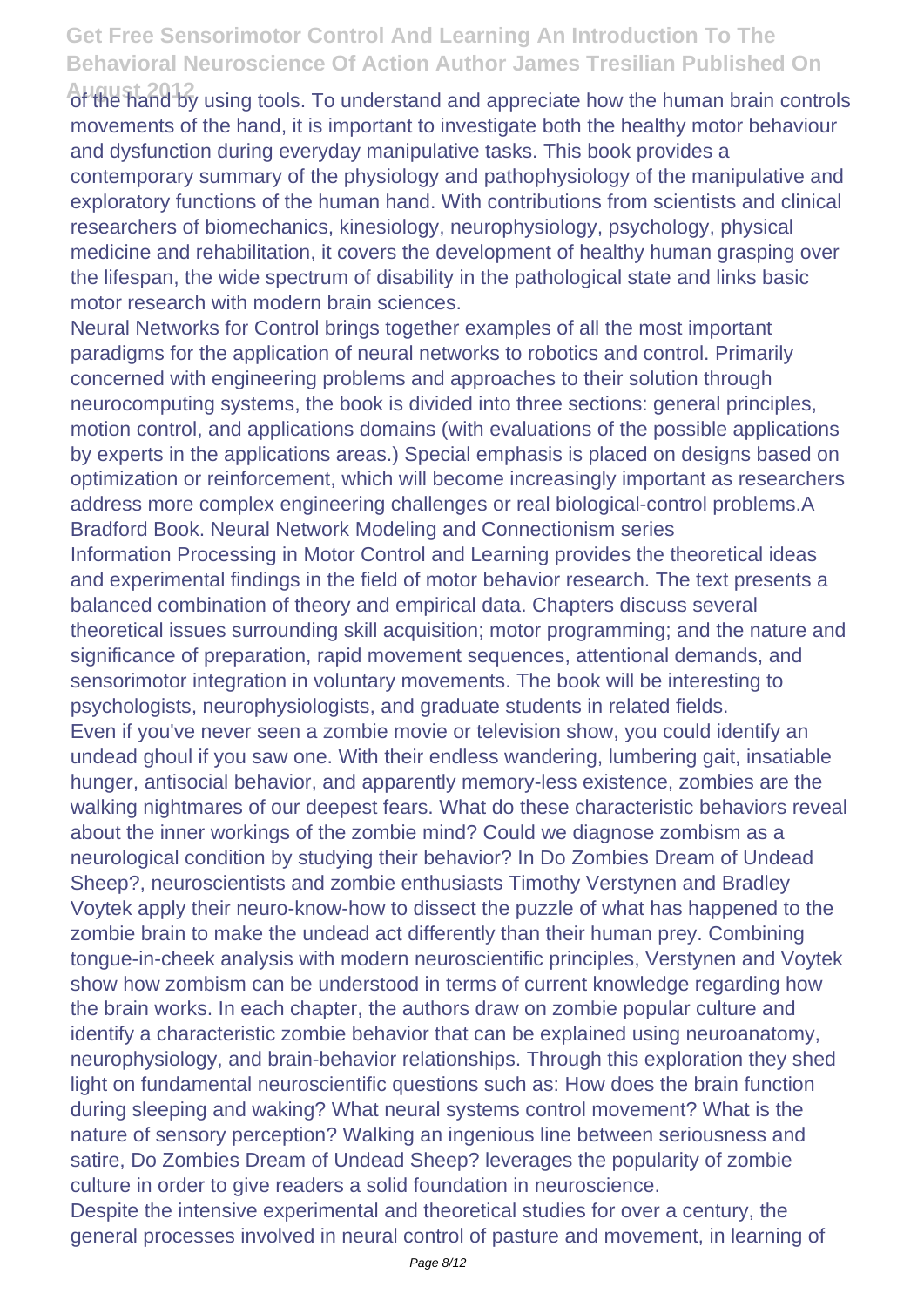of the hand by using tools. To understand and appreciate how the human brain controls movements of the hand, it is important to investigate both the healthy motor behaviour and dysfunction during everyday manipulative tasks. This book provides a contemporary summary of the physiology and pathophysiology of the manipulative and exploratory functions of the human hand. With contributions from scientists and clinical researchers of biomechanics, kinesiology, neurophysiology, psychology, physical medicine and rehabilitation, it covers the development of healthy human grasping over the lifespan, the wide spectrum of disability in the pathological state and links basic motor research with modern brain sciences.

Neural Networks for Control brings together examples of all the most important paradigms for the application of neural networks to robotics and control. Primarily concerned with engineering problems and approaches to their solution through neurocomputing systems, the book is divided into three sections: general principles, motion control, and applications domains (with evaluations of the possible applications by experts in the applications areas.) Special emphasis is placed on designs based on optimization or reinforcement, which will become increasingly important as researchers address more complex engineering challenges or real biological-control problems.A Bradford Book. Neural Network Modeling and Connectionism series

Information Processing in Motor Control and Learning provides the theoretical ideas and experimental findings in the field of motor behavior research. The text presents a balanced combination of theory and empirical data. Chapters discuss several theoretical issues surrounding skill acquisition; motor programming; and the nature and significance of preparation, rapid movement sequences, attentional demands, and sensorimotor integration in voluntary movements. The book will be interesting to psychologists, neurophysiologists, and graduate students in related fields.

Even if you've never seen a zombie movie or television show, you could identify an undead ghoul if you saw one. With their endless wandering, lumbering gait, insatiable hunger, antisocial behavior, and apparently memory-less existence, zombies are the walking nightmares of our deepest fears. What do these characteristic behaviors reveal about the inner workings of the zombie mind? Could we diagnose zombism as a neurological condition by studying their behavior? In Do Zombies Dream of Undead Sheep?, neuroscientists and zombie enthusiasts Timothy Verstynen and Bradley Voytek apply their neuro-know-how to dissect the puzzle of what has happened to the zombie brain to make the undead act differently than their human prey. Combining tongue-in-cheek analysis with modern neuroscientific principles, Verstynen and Voytek show how zombism can be understood in terms of current knowledge regarding how the brain works. In each chapter, the authors draw on zombie popular culture and identify a characteristic zombie behavior that can be explained using neuroanatomy, neurophysiology, and brain-behavior relationships. Through this exploration they shed light on fundamental neuroscientific questions such as: How does the brain function during sleeping and waking? What neural systems control movement? What is the nature of sensory perception? Walking an ingenious line between seriousness and satire, Do Zombies Dream of Undead Sheep? leverages the popularity of zombie culture in order to give readers a solid foundation in neuroscience.

Despite the intensive experimental and theoretical studies for over a century, the general processes involved in neural control of pasture and movement, in learning of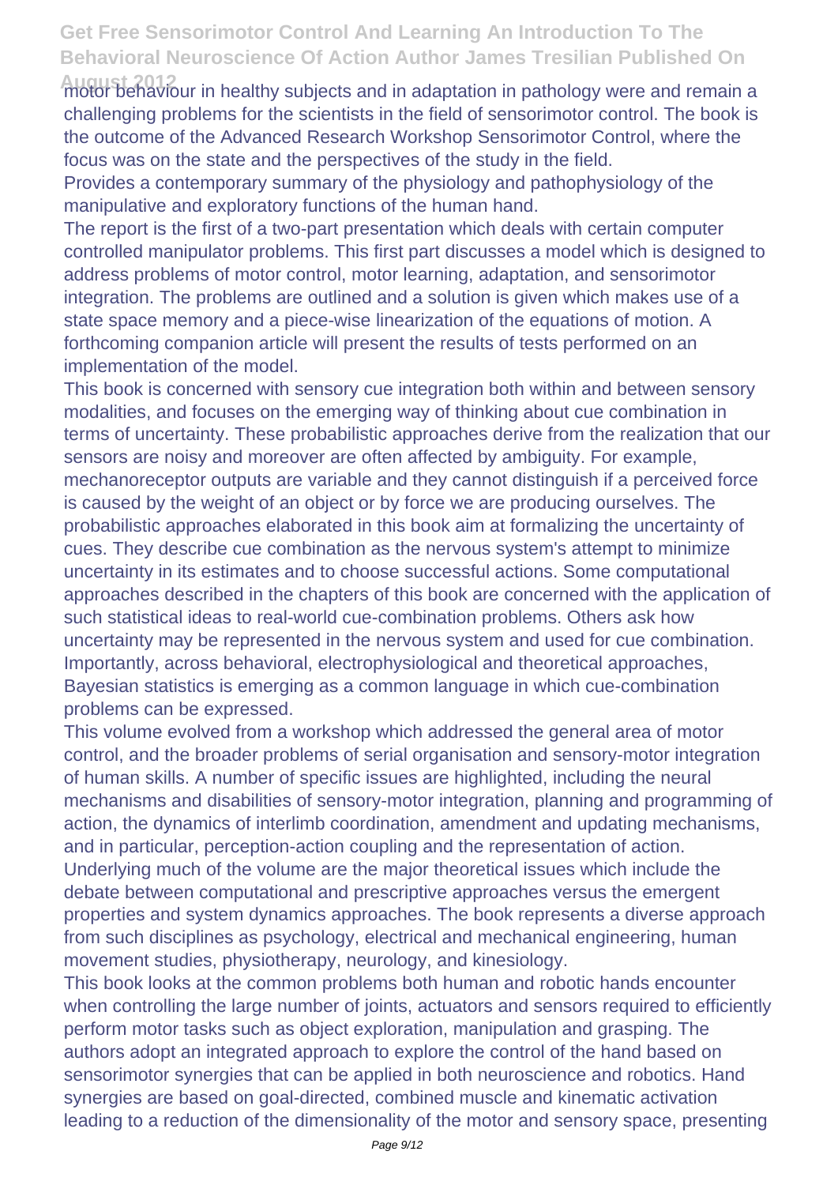motor behaviour in healthy subjects and in adaptation in pathology were and remain a challenging problems for the scientists in the field of sensorimotor control. The book is the outcome of the Advanced Research Workshop Sensorimotor Control, where the focus was on the state and the perspectives of the study in the field.

Provides a contemporary summary of the physiology and pathophysiology of the manipulative and exploratory functions of the human hand.

The report is the first of a two-part presentation which deals with certain computer controlled manipulator problems. This first part discusses a model which is designed to address problems of motor control, motor learning, adaptation, and sensorimotor integration. The problems are outlined and a solution is given which makes use of a state space memory and a piece-wise linearization of the equations of motion. A forthcoming companion article will present the results of tests performed on an implementation of the model.

This book is concerned with sensory cue integration both within and between sensory modalities, and focuses on the emerging way of thinking about cue combination in terms of uncertainty. These probabilistic approaches derive from the realization that our sensors are noisy and moreover are often affected by ambiguity. For example, mechanoreceptor outputs are variable and they cannot distinguish if a perceived force is caused by the weight of an object or by force we are producing ourselves. The probabilistic approaches elaborated in this book aim at formalizing the uncertainty of cues. They describe cue combination as the nervous system's attempt to minimize uncertainty in its estimates and to choose successful actions. Some computational approaches described in the chapters of this book are concerned with the application of such statistical ideas to real-world cue-combination problems. Others ask how uncertainty may be represented in the nervous system and used for cue combination. Importantly, across behavioral, electrophysiological and theoretical approaches, Bayesian statistics is emerging as a common language in which cue-combination problems can be expressed.

This volume evolved from a workshop which addressed the general area of motor control, and the broader problems of serial organisation and sensory-motor integration of human skills. A number of specific issues are highlighted, including the neural mechanisms and disabilities of sensory-motor integration, planning and programming of action, the dynamics of interlimb coordination, amendment and updating mechanisms, and in particular, perception-action coupling and the representation of action. Underlying much of the volume are the major theoretical issues which include the debate between computational and prescriptive approaches versus the emergent properties and system dynamics approaches. The book represents a diverse approach from such disciplines as psychology, electrical and mechanical engineering, human movement studies, physiotherapy, neurology, and kinesiology.

This book looks at the common problems both human and robotic hands encounter when controlling the large number of joints, actuators and sensors required to efficiently perform motor tasks such as object exploration, manipulation and grasping. The authors adopt an integrated approach to explore the control of the hand based on sensorimotor synergies that can be applied in both neuroscience and robotics. Hand synergies are based on goal-directed, combined muscle and kinematic activation leading to a reduction of the dimensionality of the motor and sensory space, presenting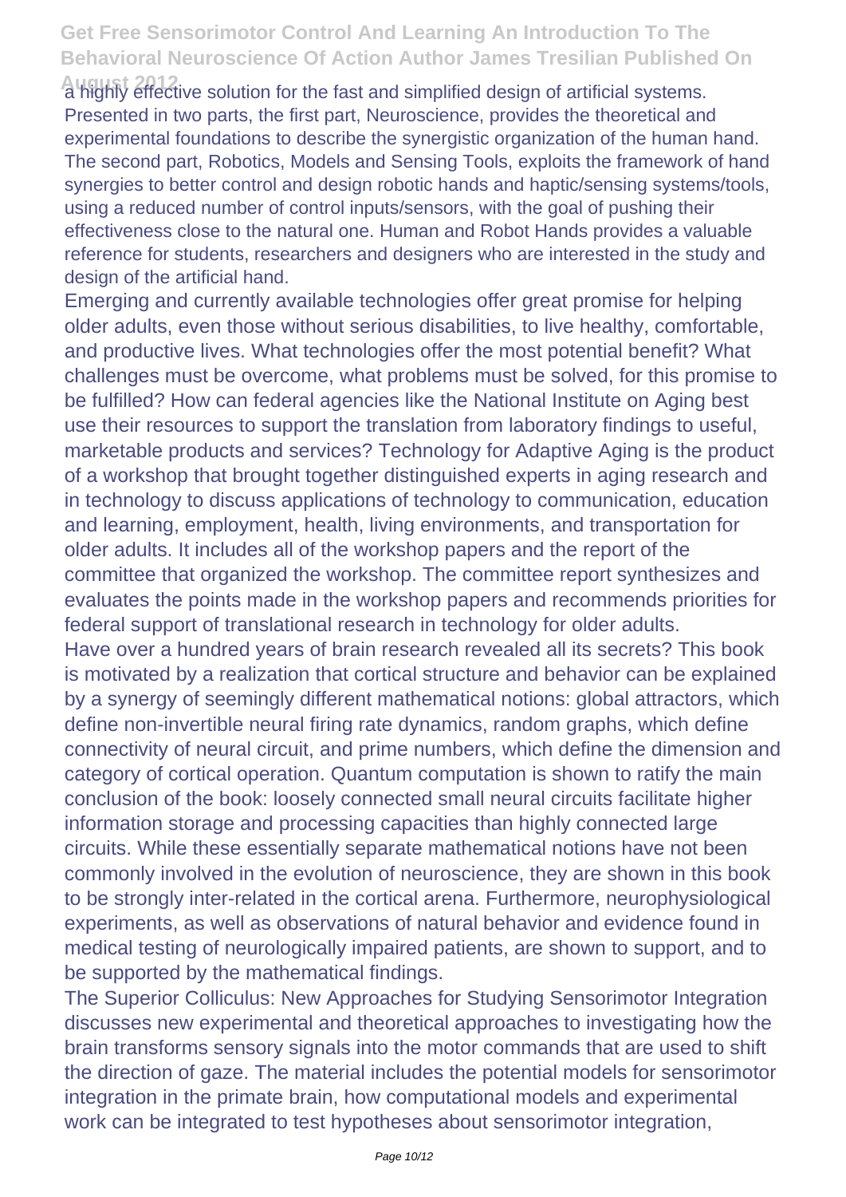a highly effective solution for the fast and simplified design of artificial systems. Presented in two parts, the first part, Neuroscience, provides the theoretical and experimental foundations to describe the synergistic organization of the human hand. The second part, Robotics, Models and Sensing Tools, exploits the framework of hand synergies to better control and design robotic hands and haptic/sensing systems/tools, using a reduced number of control inputs/sensors, with the goal of pushing their effectiveness close to the natural one. Human and Robot Hands provides a valuable reference for students, researchers and designers who are interested in the study and design of the artificial hand.

Emerging and currently available technologies offer great promise for helping older adults, even those without serious disabilities, to live healthy, comfortable, and productive lives. What technologies offer the most potential benefit? What challenges must be overcome, what problems must be solved, for this promise to be fulfilled? How can federal agencies like the National Institute on Aging best use their resources to support the translation from laboratory findings to useful, marketable products and services? Technology for Adaptive Aging is the product of a workshop that brought together distinguished experts in aging research and in technology to discuss applications of technology to communication, education and learning, employment, health, living environments, and transportation for older adults. It includes all of the workshop papers and the report of the committee that organized the workshop. The committee report synthesizes and evaluates the points made in the workshop papers and recommends priorities for federal support of translational research in technology for older adults.

Have over a hundred years of brain research revealed all its secrets? This book is motivated by a realization that cortical structure and behavior can be explained by a synergy of seemingly different mathematical notions: global attractors, which define non-invertible neural firing rate dynamics, random graphs, which define connectivity of neural circuit, and prime numbers, which define the dimension and category of cortical operation. Quantum computation is shown to ratify the main conclusion of the book: loosely connected small neural circuits facilitate higher information storage and processing capacities than highly connected large circuits. While these essentially separate mathematical notions have not been commonly involved in the evolution of neuroscience, they are shown in this book to be strongly inter-related in the cortical arena. Furthermore, neurophysiological experiments, as well as observations of natural behavior and evidence found in medical testing of neurologically impaired patients, are shown to support, and to be supported by the mathematical findings.

The Superior Colliculus: New Approaches for Studying Sensorimotor Integration discusses new experimental and theoretical approaches to investigating how the brain transforms sensory signals into the motor commands that are used to shift the direction of gaze. The material includes the potential models for sensorimotor integration in the primate brain, how computational models and experimental work can be integrated to test hypotheses about sensorimotor integration,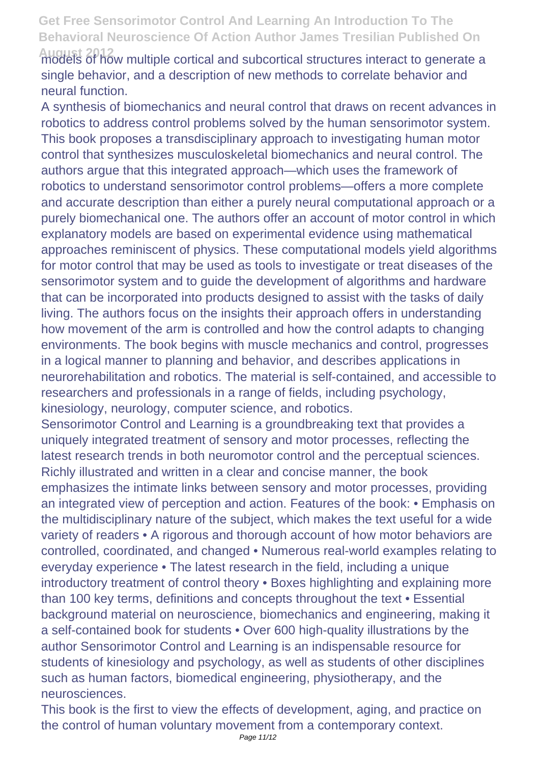models of how multiple cortical and subcortical structures interact to generate a single behavior, and a description of new methods to correlate behavior and neural function.

A synthesis of biomechanics and neural control that draws on recent advances in robotics to address control problems solved by the human sensorimotor system. This book proposes a transdisciplinary approach to investigating human motor control that synthesizes musculoskeletal biomechanics and neural control. The authors argue that this integrated approach—which uses the framework of robotics to understand sensorimotor control problems—offers a more complete and accurate description than either a purely neural computational approach or a purely biomechanical one. The authors offer an account of motor control in which explanatory models are based on experimental evidence using mathematical approaches reminiscent of physics. These computational models yield algorithms for motor control that may be used as tools to investigate or treat diseases of the sensorimotor system and to guide the development of algorithms and hardware that can be incorporated into products designed to assist with the tasks of daily living. The authors focus on the insights their approach offers in understanding how movement of the arm is controlled and how the control adapts to changing environments. The book begins with muscle mechanics and control, progresses in a logical manner to planning and behavior, and describes applications in neurorehabilitation and robotics. The material is self-contained, and accessible to researchers and professionals in a range of fields, including psychology, kinesiology, neurology, computer science, and robotics.

Sensorimotor Control and Learning is a groundbreaking text that provides a uniquely integrated treatment of sensory and motor processes, reflecting the latest research trends in both neuromotor control and the perceptual sciences. Richly illustrated and written in a clear and concise manner, the book emphasizes the intimate links between sensory and motor processes, providing an integrated view of perception and action. Features of the book: • Emphasis on the multidisciplinary nature of the subject, which makes the text useful for a wide variety of readers • A rigorous and thorough account of how motor behaviors are controlled, coordinated, and changed • Numerous real-world examples relating to everyday experience • The latest research in the field, including a unique introductory treatment of control theory • Boxes highlighting and explaining more than 100 key terms, definitions and concepts throughout the text • Essential background material on neuroscience, biomechanics and engineering, making it a self-contained book for students • Over 600 high-quality illustrations by the author Sensorimotor Control and Learning is an indispensable resource for students of kinesiology and psychology, as well as students of other disciplines such as human factors, biomedical engineering, physiotherapy, and the neurosciences.

This book is the first to view the effects of development, aging, and practice on the control of human voluntary movement from a contemporary context.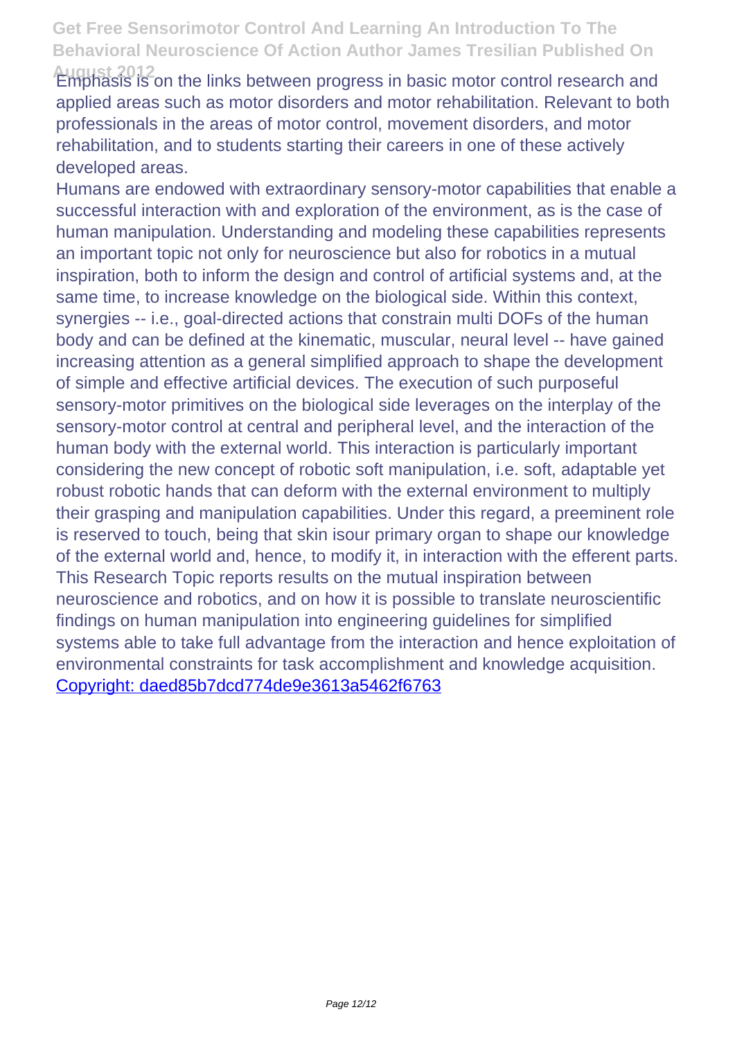Emphasis is on the links between progress in basic motor control research and applied areas such as motor disorders and motor rehabilitation. Relevant to both professionals in the areas of motor control, movement disorders, and motor rehabilitation, and to students starting their careers in one of these actively developed areas.

Humans are endowed with extraordinary sensory-motor capabilities that enable a successful interaction with and exploration of the environment, as is the case of human manipulation. Understanding and modeling these capabilities represents an important topic not only for neuroscience but also for robotics in a mutual inspiration, both to inform the design and control of artificial systems and, at the same time, to increase knowledge on the biological side. Within this context, synergies -- i.e., goal-directed actions that constrain multi DOFs of the human body and can be defined at the kinematic, muscular, neural level -- have gained increasing attention as a general simplified approach to shape the development of simple and effective artificial devices. The execution of such purposeful sensory-motor primitives on the biological side leverages on the interplay of the sensory-motor control at central and peripheral level, and the interaction of the human body with the external world. This interaction is particularly important considering the new concept of robotic soft manipulation, i.e. soft, adaptable yet robust robotic hands that can deform with the external environment to multiply their grasping and manipulation capabilities. Under this regard, a preeminent role is reserved to touch, being that skin isour primary organ to shape our knowledge of the external world and, hence, to modify it, in interaction with the efferent parts. This Research Topic reports results on the mutual inspiration between neuroscience and robotics, and on how it is possible to translate neuroscientific findings on human manipulation into engineering guidelines for simplified systems able to take full advantage from the interaction and hence exploitation of environmental constraints for task accomplishment and knowledge acquisition.

Copyright: daed85b7dcd774de9e3613a5462f6763